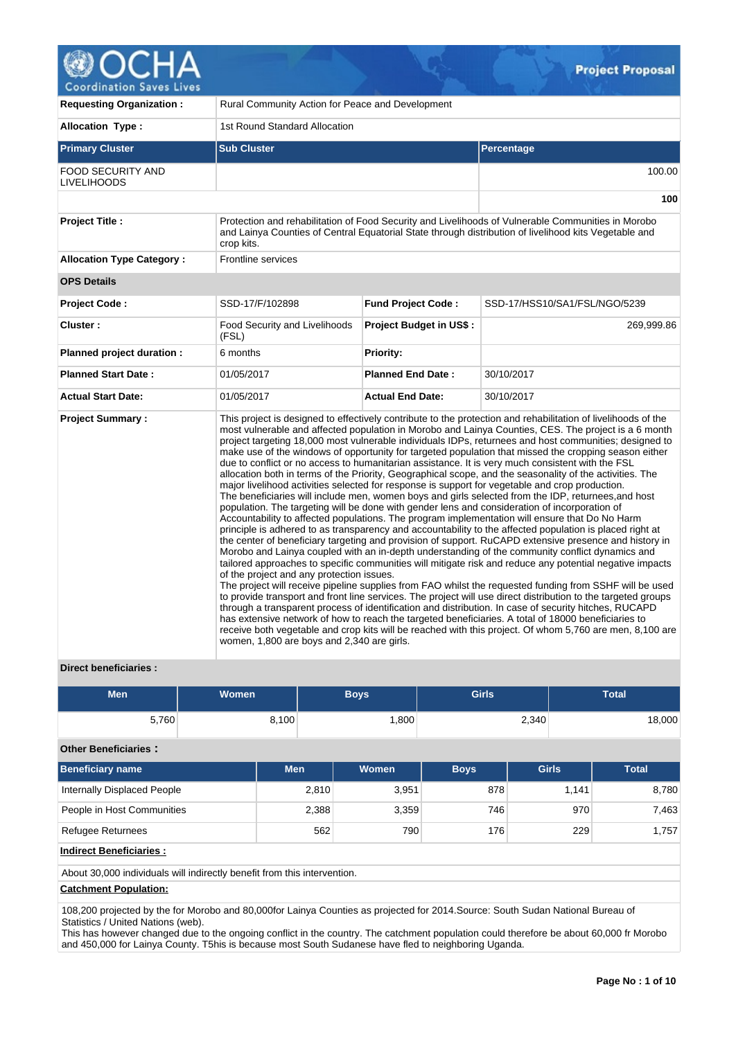# OCHA Coordination Saves Lives — Project Proposal

| | | | |
|---|---|---|---|
| **Requesting Organization :** | Rural Community Action for Peace and Development | | |
| **Allocation Type :** | 1st Round Standard Allocation | | |

| Primary Cluster | Sub Cluster | Percentage |
|---|---|---|
| FOOD SECURITY AND LIVELIHOODS | | 100.00 |
| | | **100** |

| | |
|---|---|
| **Project Title :** | Protection and rehabilitation of Food Security and Livelihoods of Vulnerable Communities in Morobo and Lainya Counties of Central Equatorial State through distribution of livelihood kits Vegetable and crop kits. |
| **Allocation Type Category :** | Frontline services |

**OPS Details**

| | | | |
|---|---|---|---|
| **Project Code :** | SSD-17/F/102898 | **Fund Project Code :** | SSD-17/HSS10/SA1/FSL/NGO/5239 |
| **Cluster :** | Food Security and Livelihoods (FSL) | **Project Budget in US$ :** | 269,999.86 |
| **Planned project duration :** | 6 months | **Priority:** | |
| **Planned Start Date :** | 01/05/2017 | **Planned End Date :** | 30/10/2017 |
| **Actual Start Date:** | 01/05/2017 | **Actual End Date:** | 30/10/2017 |

**Project Summary :**

This project is designed to effectively contribute to the protection and rehabilitation of livelihoods of the most vulnerable and affected population in Morobo and Lainya Counties, CES. The project is a 6 month project targeting 18,000 most vulnerable individuals IDPs, returnees and host communities; designed to make use of the windows of opportunity for targeted population that missed the cropping season either due to conflict or no access to humanitarian assistance. It is very much consistent with the FSL allocation both in terms of the Priority, Geographical scope, and the seasonality of the activities. The major livelihood activities selected for response is support for vegetable and crop production.
The beneficiaries will include men, women boys and girls selected from the IDP, returnees,and host population. The targeting will be done with gender lens and consideration of incorporation of Accountability to affected populations. The program implementation will ensure that Do No Harm principle is adhered to as transparency and accountability to the affected population is placed right at the center of beneficiary targeting and provision of support. RuCAPD extensive presence and history in Morobo and Lainya coupled with an in-depth understanding of the community conflict dynamics and tailored approaches to specific communities will mitigate risk and reduce any potential negative impacts of the project and any protection issues.
The project will receive pipeline supplies from FAO whilst the requested funding from SSHF will be used to provide transport and front line services. The project will use direct distribution to the targeted groups through a transparent process of identification and distribution. In case of security hitches, RUCAPD has extensive network of how to reach the targeted beneficiaries. A total of 18000 beneficiaries to receive both vegetable and crop kits will be reached with this project. Of whom 5,760 are men, 8,100 are women, 1,800 are boys and 2,340 are girls.

**Direct beneficiaries :**

| Men | Women | Boys | Girls | Total |
|---|---|---|---|---|
| 5,760 | 8,100 | 1,800 | 2,340 | 18,000 |

**Other Beneficiaries :**

| Beneficiary name | Men | Women | Boys | Girls | Total |
|---|---|---|---|---|---|
| Internally Displaced People | 2,810 | 3,951 | 878 | 1,141 | 8,780 |
| People in Host Communities | 2,388 | 3,359 | 746 | 970 | 7,463 |
| Refugee Returnees | 562 | 790 | 176 | 229 | 1,757 |

**Indirect Beneficiaries :**

About 30,000 individuals will indirectly benefit from this intervention.

**Catchment Population:**

108,200 projected by the for Morobo and 80,000for Lainya Counties as projected for 2014.Source: South Sudan National Bureau of Statistics / United Nations (web).
This has however changed due to the ongoing conflict in the country. The catchment population could therefore be about 60,000 fr Morobo and 450,000 for Lainya County. T5his is because most South Sudanese have fled to neighboring Uganda.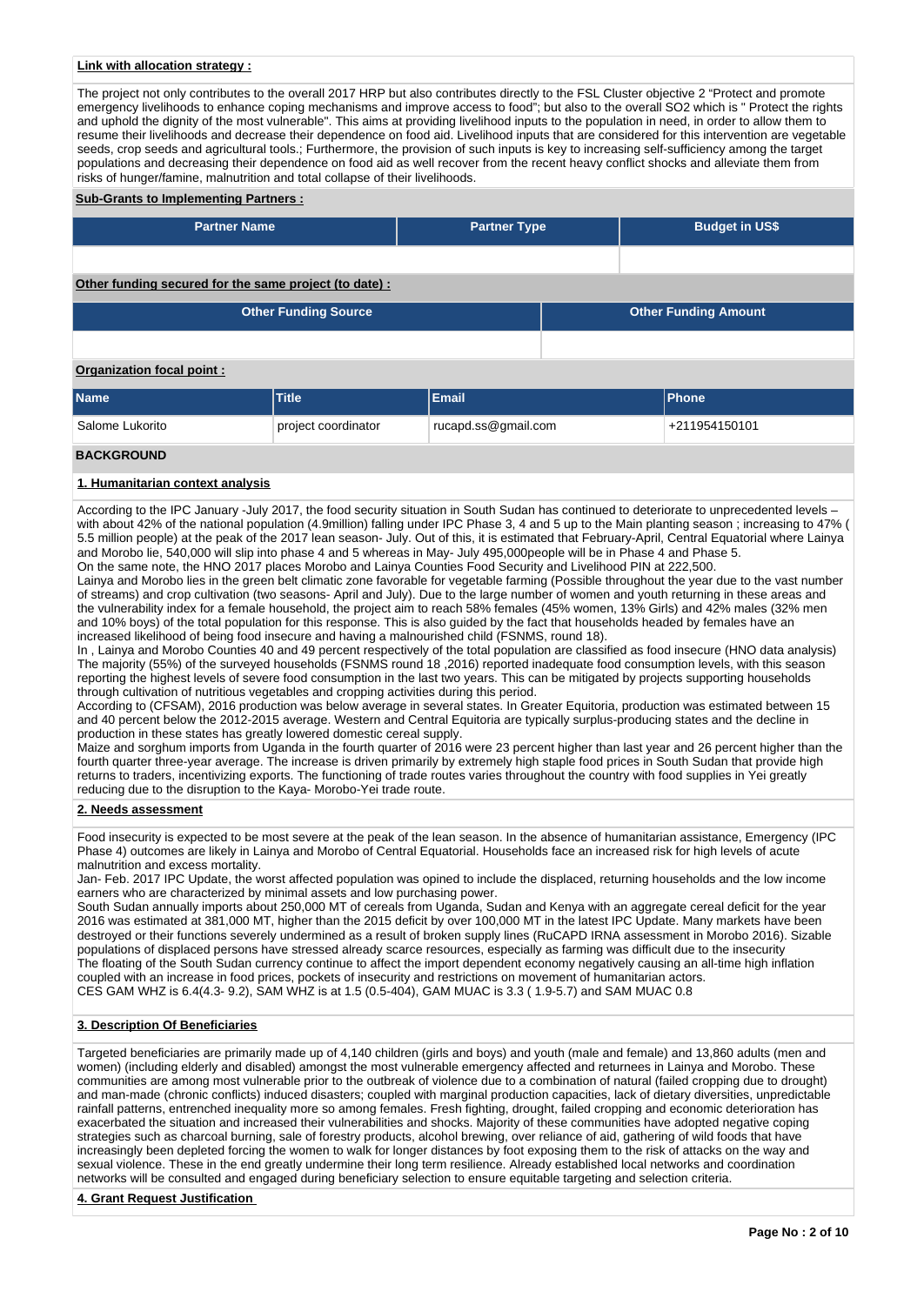**Link with allocation strategy :**

The project not only contributes to the overall 2017 HRP but also contributes directly to the FSL Cluster objective 2 "Protect and promote emergency livelihoods to enhance coping mechanisms and improve access to food"; but also to the overall SO2 which is " Protect the rights and uphold the dignity of the most vulnerable". This aims at providing livelihood inputs to the population in need, in order to allow them to resume their livelihoods and decrease their dependence on food aid. Livelihood inputs that are considered for this intervention are vegetable seeds, crop seeds and agricultural tools.; Furthermore, the provision of such inputs is key to increasing self-sufficiency among the target populations and decreasing their dependence on food aid as well recover from the recent heavy conflict shocks and alleviate them from risks of hunger/famine, malnutrition and total collapse of their livelihoods.

**Sub-Grants to Implementing Partners :**

| Partner Name | Partner Type | Budget in US$ |
|---|---|---|
| | | |

**Other funding secured for the same project (to date) :**

| Other Funding Source | Other Funding Amount |
|---|---|
| | |

**Organization focal point :**

| Name | Title | Email | Phone |
|---|---|---|---|
| Salome Lukorito | project coordinator | rucapd.ss@gmail.com | +211954150101 |

## BACKGROUND

### 1. Humanitarian context analysis

According to the IPC January -July 2017, the food security situation in South Sudan has continued to deteriorate to unprecedented levels – with about 42% of the national population (4.9million) falling under IPC Phase 3, 4 and 5 up to the Main planting season ; increasing to 47% ( 5.5 million people) at the peak of the 2017 lean season- July. Out of this, it is estimated that February-April, Central Equatorial where Lainya and Morobo lie, 540,000 will slip into phase 4 and 5 whereas in May- July 495,000people will be in Phase 4 and Phase 5.
On the same note, the HNO 2017 places Morobo and Lainya Counties Food Security and Livelihood PIN at 222,500.
Lainya and Morobo lies in the green belt climatic zone favorable for vegetable farming (Possible throughout the year due to the vast number of streams) and crop cultivation (two seasons- April and July). Due to the large number of women and youth returning in these areas and the vulnerability index for a female household, the project aim to reach 58% females (45% women, 13% Girls) and 42% males (32% men and 10% boys) of the total population for this response. This is also guided by the fact that households headed by females have an increased likelihood of being food insecure and having a malnourished child (FSNMS, round 18).
In , Lainya and Morobo Counties 40 and 49 percent respectively of the total population are classified as food insecure (HNO data analysis) The majority (55%) of the surveyed households (FSNMS round 18 ,2016) reported inadequate food consumption levels, with this season reporting the highest levels of severe food consumption in the last two years. This can be mitigated by projects supporting households through cultivation of nutritious vegetables and cropping activities during this period.
According to (CFSAM), 2016 production was below average in several states. In Greater Equitoria, production was estimated between 15 and 40 percent below the 2012-2015 average. Western and Central Equitoria are typically surplus-producing states and the decline in production in these states has greatly lowered domestic cereal supply.
Maize and sorghum imports from Uganda in the fourth quarter of 2016 were 23 percent higher than last year and 26 percent higher than the fourth quarter three-year average. The increase is driven primarily by extremely high staple food prices in South Sudan that provide high returns to traders, incentivizing exports. The functioning of trade routes varies throughout the country with food supplies in Yei greatly reducing due to the disruption to the Kaya- Morobo-Yei trade route.

### 2. Needs assessment

Food insecurity is expected to be most severe at the peak of the lean season. In the absence of humanitarian assistance, Emergency (IPC Phase 4) outcomes are likely in Lainya and Morobo of Central Equatorial. Households face an increased risk for high levels of acute malnutrition and excess mortality.
Jan- Feb. 2017 IPC Update, the worst affected population was opined to include the displaced, returning households and the low income earners who are characterized by minimal assets and low purchasing power.
South Sudan annually imports about 250,000 MT of cereals from Uganda, Sudan and Kenya with an aggregate cereal deficit for the year 2016 was estimated at 381,000 MT, higher than the 2015 deficit by over 100,000 MT in the latest IPC Update. Many markets have been destroyed or their functions severely undermined as a result of broken supply lines (RuCAPD IRNA assessment in Morobo 2016). Sizable populations of displaced persons have stressed already scarce resources, especially as farming was difficult due to the insecurity
The floating of the South Sudan currency continue to affect the import dependent economy negatively causing an all-time high inflation coupled with an increase in food prices, pockets of insecurity and restrictions on movement of humanitarian actors.
CES GAM WHZ is 6.4(4.3- 9.2), SAM WHZ is at 1.5 (0.5-404), GAM MUAC is 3.3 ( 1.9-5.7) and SAM MUAC 0.8

### 3. Description Of Beneficiaries

Targeted beneficiaries are primarily made up of 4,140 children (girls and boys) and youth (male and female) and 13,860 adults (men and women) (including elderly and disabled) amongst the most vulnerable emergency affected and returnees in Lainya and Morobo. These communities are among most vulnerable prior to the outbreak of violence due to a combination of natural (failed cropping due to drought) and man-made (chronic conflicts) induced disasters; coupled with marginal production capacities, lack of dietary diversities, unpredictable rainfall patterns, entrenched inequality more so among females. Fresh fighting, drought, failed cropping and economic deterioration has exacerbated the situation and increased their vulnerabilities and shocks. Majority of these communities have adopted negative coping strategies such as charcoal burning, sale of forestry products, alcohol brewing, over reliance of aid, gathering of wild foods that have increasingly been depleted forcing the women to walk for longer distances by foot exposing them to the risk of attacks on the way and sexual violence. These in the end greatly undermine their long term resilience. Already established local networks and coordination networks will be consulted and engaged during beneficiary selection to ensure equitable targeting and selection criteria.

### 4. Grant Request Justification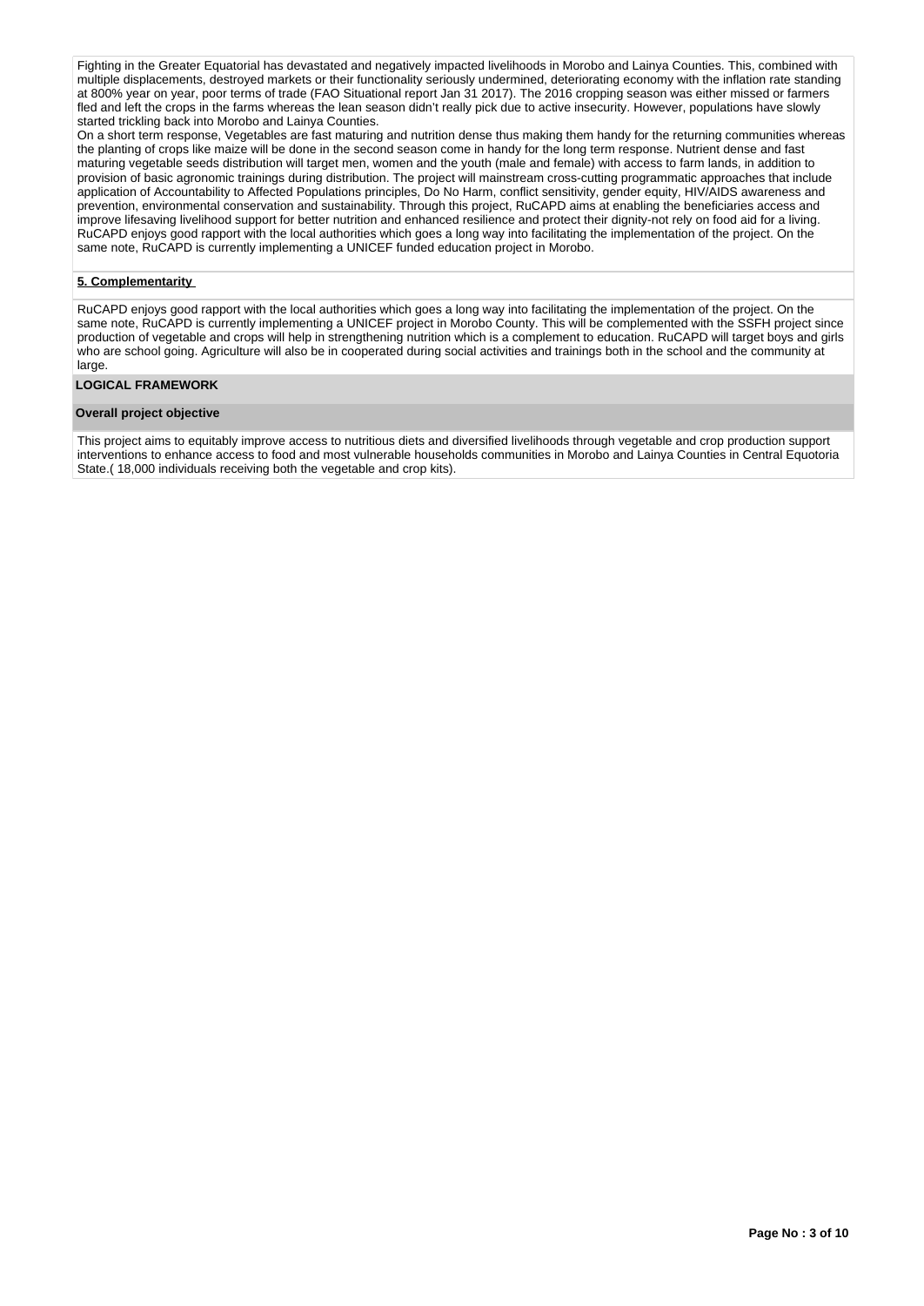Fighting in the Greater Equatorial has devastated and negatively impacted livelihoods in Morobo and Lainya Counties. This, combined with multiple displacements, destroyed markets or their functionality seriously undermined, deteriorating economy with the inflation rate standing at 800% year on year, poor terms of trade (FAO Situational report Jan 31 2017). The 2016 cropping season was either missed or farmers fled and left the crops in the farms whereas the lean season didn't really pick due to active insecurity. However, populations have slowly started trickling back into Morobo and Lainya Counties.

On a short term response, Vegetables are fast maturing and nutrition dense thus making them handy for the returning communities whereas the planting of crops like maize will be done in the second season come in handy for the long term response. Nutrient dense and fast maturing vegetable seeds distribution will target men, women and the youth (male and female) with access to farm lands, in addition to provision of basic agronomic trainings during distribution. The project will mainstream cross-cutting programmatic approaches that include application of Accountability to Affected Populations principles, Do No Harm, conflict sensitivity, gender equity, HIV/AIDS awareness and prevention, environmental conservation and sustainability. Through this project, RuCAPD aims at enabling the beneficiaries access and improve lifesaving livelihood support for better nutrition and enhanced resilience and protect their dignity-not rely on food aid for a living. RuCAPD enjoys good rapport with the local authorities which goes a long way into facilitating the implementation of the project. On the same note, RuCAPD is currently implementing a UNICEF funded education project in Morobo.

**5. Complementarity**

RuCAPD enjoys good rapport with the local authorities which goes a long way into facilitating the implementation of the project. On the same note, RuCAPD is currently implementing a UNICEF project in Morobo County. This will be complemented with the SSFH project since production of vegetable and crops will help in strengthening nutrition which is a complement to education. RuCAPD will target boys and girls who are school going. Agriculture will also be in cooperated during social activities and trainings both in the school and the community at large.

**LOGICAL FRAMEWORK**

**Overall project objective**

This project aims to equitably improve access to nutritious diets and diversified livelihoods through vegetable and crop production support interventions to enhance access to food and most vulnerable households communities in Morobo and Lainya Counties in Central Equotoria State.( 18,000 individuals receiving both the vegetable and crop kits).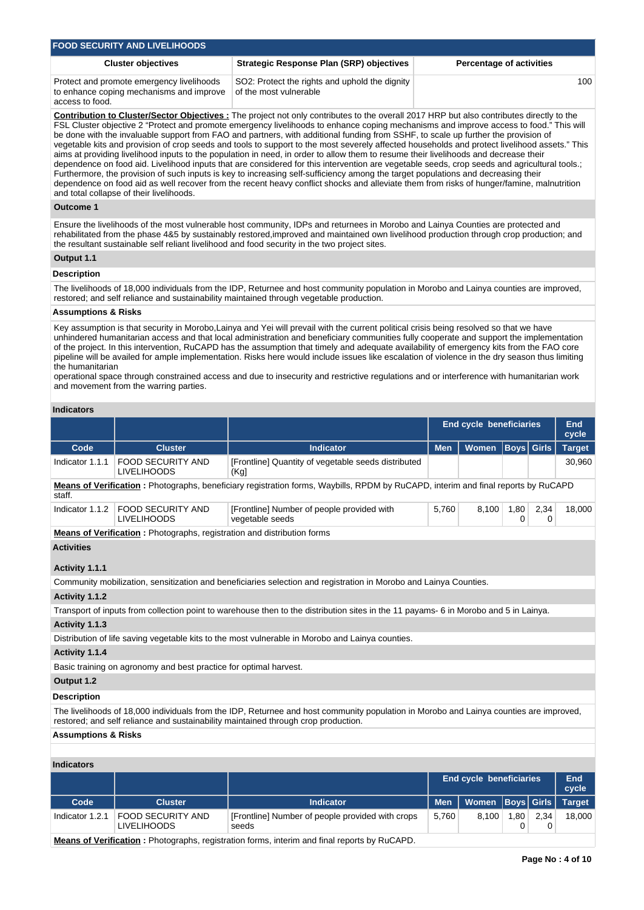## FOOD SECURITY AND LIVELIHOODS

| Cluster objectives | Strategic Response Plan (SRP) objectives | Percentage of activities |
|---|---|---|
| Protect and promote emergency livelihoods to enhance coping mechanisms and improve access to food. | SO2: Protect the rights and uphold the dignity of the most vulnerable | 100 |

**Contribution to Cluster/Sector Objectives :** The project not only contributes to the overall 2017 HRP but also contributes directly to the FSL Cluster objective 2 "Protect and promote emergency livelihoods to enhance coping mechanisms and improve access to food." This will be done with the invaluable support from FAO and partners, with additional funding from SSHF, to scale up further the provision of vegetable kits and provision of crop seeds and tools to support to the most severely affected households and protect livelihood assets." This aims at providing livelihood inputs to the population in need, in order to allow them to resume their livelihoods and decrease their dependence on food aid. Livelihood inputs that are considered for this intervention are vegetable seeds, crop seeds and agricultural tools.; Furthermore, the provision of such inputs is key to increasing self-sufficiency among the target populations and decreasing their dependence on food aid as well recover from the recent heavy conflict shocks and alleviate them from risks of hunger/famine, malnutrition and total collapse of their livelihoods.

### Outcome 1

Ensure the livelihoods of the most vulnerable host community, IDPs and returnees in Morobo and Lainya Counties are protected and rehabilitated from the phase 4&5 by sustainably restored,improved and maintained own livelihood production through crop production; and the resultant sustainable self reliant livelihood and food security in the two project sites.

### Output 1.1

**Description**

The livelihoods of 18,000 individuals from the IDP, Returnee and host community population in Morobo and Lainya counties are improved, restored; and self reliance and sustainability maintained through vegetable production.

**Assumptions & Risks**

Key assumption is that security in Morobo,Lainya and Yei will prevail with the current political crisis being resolved so that we have unhindered humanitarian access and that local administration and beneficiary communities fully cooperate and support the implementation of the project. In this intervention, RuCAPD has the assumption that timely and adequate availability of emergency kits from the FAO core pipeline will be availed for ample implementation. Risks here would include issues like escalation of violence in the dry season thus limiting the humanitarian
operational space through constrained access and due to insecurity and restrictive regulations and or interference with humanitarian work and movement from the warring parties.

**Indicators**

| | | | End cycle beneficiaries | | | | End cycle |
|---|---|---|---|---|---|---|---|
| Code | Cluster | Indicator | Men | Women | Boys | Girls | Target |
| Indicator 1.1.1 | FOOD SECURITY AND LIVELIHOODS | [Frontline] Quantity of vegetable seeds distributed (Kg] | | | | | 30,960 |

**Means of Verification :** Photographs, beneficiary registration forms, Waybills, RPDM by RuCAPD, interim and final reports by RuCAPD staff.

| | | | End cycle beneficiaries | | | | End cycle |
|---|---|---|---|---|---|---|---|
| Code | Cluster | Indicator | Men | Women | Boys | Girls | Target |
| Indicator 1.1.2 | FOOD SECURITY AND LIVELIHOODS | [Frontline] Number of people provided with vegetable seeds | 5,760 | 8,100 | 1,800 | 2,340 | 18,000 |

**Means of Verification :** Photographs, registration and distribution forms

**Activities**

**Activity 1.1.1**

Community mobilization, sensitization and beneficiaries selection and registration in Morobo and Lainya Counties.

**Activity 1.1.2**

Transport of inputs from collection point to warehouse then to the distribution sites in the 11 payams- 6 in Morobo and 5 in Lainya.

**Activity 1.1.3**

Distribution of life saving vegetable kits to the most vulnerable in Morobo and Lainya counties.

**Activity 1.1.4**

Basic training on agronomy and best practice for optimal harvest.

### Output 1.2

**Description**

The livelihoods of 18,000 individuals from the IDP, Returnee and host community population in Morobo and Lainya counties are improved, restored; and self reliance and sustainability maintained through crop production.

**Assumptions & Risks**

**Indicators**

| | | | End cycle beneficiaries | | | | End cycle |
|---|---|---|---|---|---|---|---|
| Code | Cluster | Indicator | Men | Women | Boys | Girls | Target |
| Indicator 1.2.1 | FOOD SECURITY AND LIVELIHOODS | [Frontline] Number of people provided with crops seeds | 5,760 | 8,100 | 1,800 | 2,340 | 18,000 |

**Means of Verification :** Photographs, registration forms, interim and final reports by RuCAPD.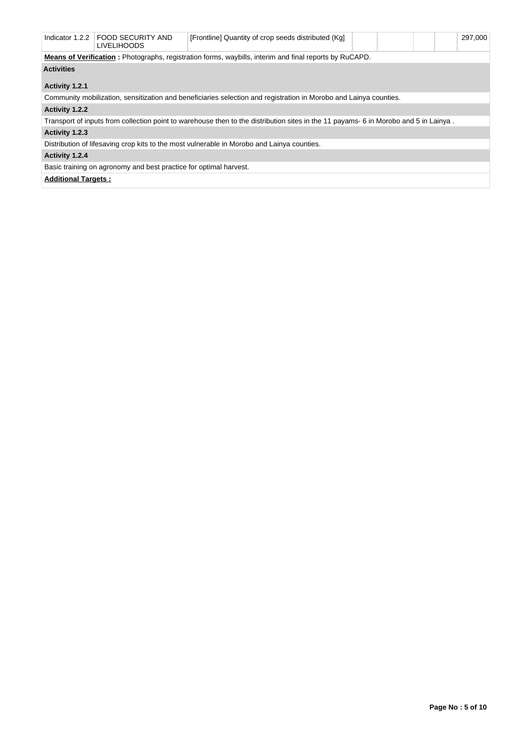| Indicator 1.2.2 | FOOD SECURITY AND LIVELIHOODS | [Frontline] Quantity of crop seeds distributed (Kg) | | | | | 297,000 |
|---|---|---|---|---|---|---|---|

**Means of Verification :** Photographs, registration forms, waybills, interim and final reports by RuCAPD.

**Activities**

**Activity 1.2.1**

Community mobilization, sensitization and beneficiaries selection and registration in Morobo and Lainya counties.

**Activity 1.2.2**

Transport of inputs from collection point to warehouse then to the distribution sites in the 11 payams- 6 in Morobo and 5 in Lainya .

**Activity 1.2.3**

Distribution of lifesaving crop kits to the most vulnerable in Morobo and Lainya counties.

**Activity 1.2.4**

Basic training on agronomy and best practice for optimal harvest.

**Additional Targets :**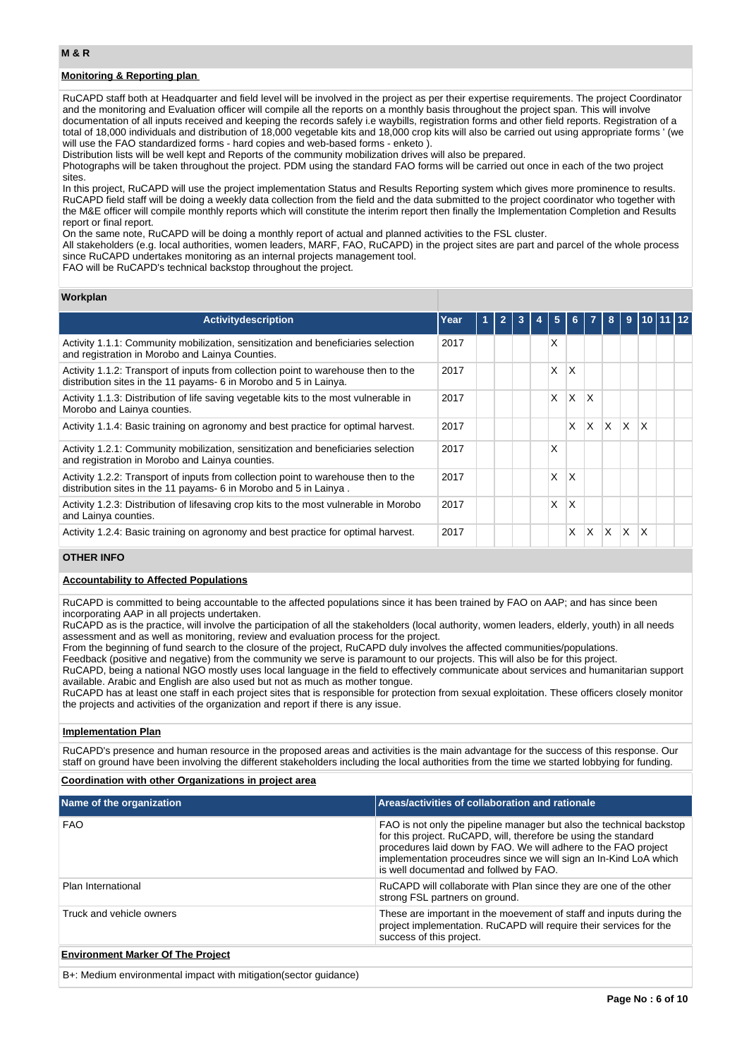## M & R

### Monitoring & Reporting plan

RuCAPD staff both at Headquarter and field level will be involved in the project as per their expertise requirements. The project Coordinator and the monitoring and Evaluation officer will compile all the reports on a monthly basis throughout the project span. This will involve documentation of all inputs received and keeping the records safely i.e waybills, registration forms and other field reports. Registration of a total of 18,000 individuals and distribution of 18,000 vegetable kits and 18,000 crop kits will also be carried out using appropriate forms ' (we will use the FAO standardized forms - hard copies and web-based forms - enketo ).
Distribution lists will be well kept and Reports of the community mobilization drives will also be prepared.
Photographs will be taken throughout the project. PDM using the standard FAO forms will be carried out once in each of the two project sites.
In this project, RuCAPD will use the project implementation Status and Results Reporting system which gives more prominence to results. RuCAPD field staff will be doing a weekly data collection from the field and the data submitted to the project coordinator who together with the M&E officer will compile monthly reports which will constitute the interim report then finally the Implementation Completion and Results report or final report.
On the same note, RuCAPD will be doing a monthly report of actual and planned activities to the FSL cluster.
All stakeholders (e.g. local authorities, women leaders, MARF, FAO, RuCAPD) in the project sites are part and parcel of the whole process since RuCAPD undertakes monitoring as an internal projects management tool.
FAO will be RuCAPD's technical backstop throughout the project.

### Workplan

| Activitydescription | Year | 1 | 2 | 3 | 4 | 5 | 6 | 7 | 8 | 9 | 10 | 11 | 12 |
|---|---|---|---|---|---|---|---|---|---|---|---|---|---|
| Activity 1.1.1: Community mobilization, sensitization and beneficiaries selection and registration in Morobo and Lainya Counties. | 2017 | | | | | X | | | | | | | |
| Activity 1.1.2: Transport of inputs from collection point to warehouse then to the distribution sites in the 11 payams- 6 in Morobo and 5 in Lainya. | 2017 | | | | | X | X | | | | | | |
| Activity 1.1.3: Distribution of life saving vegetable kits to the most vulnerable in Morobo and Lainya counties. | 2017 | | | | | X | X | X | | | | | |
| Activity 1.1.4: Basic training on agronomy and best practice for optimal harvest. | 2017 | | | | | | X | X | X | X | X | | |
| Activity 1.2.1: Community mobilization, sensitization and beneficiaries selection and registration in Morobo and Lainya counties. | 2017 | | | | | X | | | | | | | |
| Activity 1.2.2: Transport of inputs from collection point to warehouse then to the distribution sites in the 11 payams- 6 in Morobo and 5 in Lainya . | 2017 | | | | | X | X | | | | | | |
| Activity 1.2.3: Distribution of lifesaving crop kits to the most vulnerable in Morobo and Lainya counties. | 2017 | | | | | X | X | | | | | | |
| Activity 1.2.4: Basic training on agronomy and best practice for optimal harvest. | 2017 | | | | | | X | X | X | X | X | | |

## OTHER INFO

### Accountability to Affected Populations

RuCAPD is committed to being accountable to the affected populations since it has been trained by FAO on AAP; and has since been incorporating AAP in all projects undertaken.
RuCAPD as is the practice, will involve the participation of all the stakeholders (local authority, women leaders, elderly, youth) in all needs assessment and as well as monitoring, review and evaluation process for the project.
From the beginning of fund search to the closure of the project, RuCAPD duly involves the affected communities/populations.
Feedback (positive and negative) from the community we serve is paramount to our projects. This will also be for this project.
RuCAPD, being a national NGO mostly uses local language in the field to effectively communicate about services and humanitarian support available. Arabic and English are also used but not as much as mother tongue.
RuCAPD has at least one staff in each project sites that is responsible for protection from sexual exploitation. These officers closely monitor the projects and activities of the organization and report if there is any issue.

### Implementation Plan

RuCAPD's presence and human resource in the proposed areas and activities is the main advantage for the success of this response. Our staff on ground have been involving the different stakeholders including the local authorities from the time we started lobbying for funding.

### Coordination with other Organizations in project area

| Name of the organization | Areas/activities of collaboration and rationale |
|---|---|
| FAO | FAO is not only the pipeline manager but also the technical backstop for this project. RuCAPD, will, therefore be using the standard procedures laid down by FAO. We will adhere to the FAO project implementation proceudres since we will sign an In-Kind LoA which is well documentad and follwed by FAO. |
| Plan International | RuCAPD will collaborate with Plan since they are one of the other strong FSL partners on ground. |
| Truck and vehicle owners | These are important in the moevement of staff and inputs during the project implementation. RuCAPD will require their services for the success of this project. |

### Environment Marker Of The Project

B+: Medium environmental impact with mitigation(sector guidance)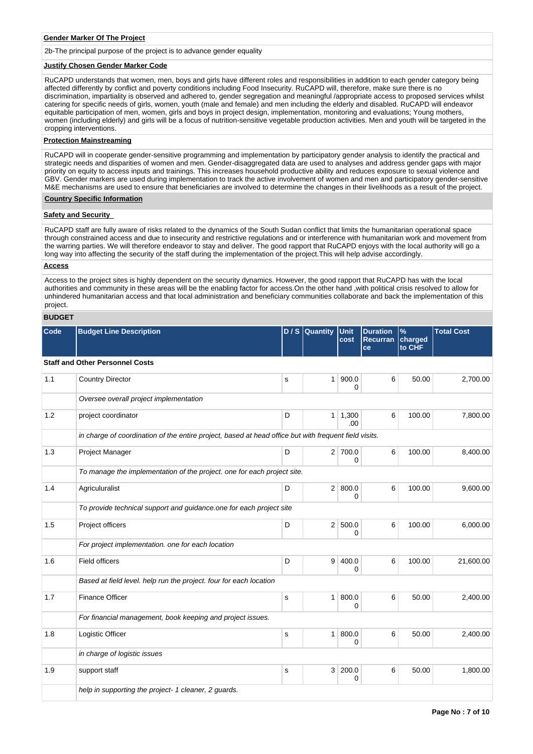**Gender Marker Of The Project**

2b-The principal purpose of the project is to advance gender equality

**Justify Chosen Gender Marker Code**

RuCAPD understands that women, men, boys and girls have different roles and responsibilities in addition to each gender category being affected differently by conflict and poverty conditions including Food Insecurity. RuCAPD will, therefore, make sure there is no discrimination, impartiality is observed and adhered to, gender segregation and meaningful /appropriate access to proposed services whilst catering for specific needs of girls, women, youth (male and female) and men including the elderly and disabled. RuCAPD will endeavor equitable participation of men, women, girls and boys in project design, implementation, monitoring and evaluations; Young mothers, women (including elderly) and girls will be a focus of nutrition-sensitive vegetable production activities. Men and youth will be targeted in the cropping interventions.

**Protection Mainstreaming**

RuCAPD will in cooperate gender-sensitive programming and implementation by participatory gender analysis to identify the practical and strategic needs and disparities of women and men. Gender-disaggregated data are used to analyses and address gender gaps with major priority on equity to access inputs and trainings. This increases household productive ability and reduces exposure to sexual violence and GBV. Gender markers are used during implementation to track the active involvement of women and men and participatory gender-sensitive M&E mechanisms are used to ensure that beneficiaries are involved to determine the changes in their livelihoods as a result of the project.

**Country Specific Information**

**Safety and Security**

RuCAPD staff are fully aware of risks related to the dynamics of the South Sudan conflict that limits the humanitarian operational space through constrained access and due to insecurity and restrictive regulations and or interference with humanitarian work and movement from the warring parties. We will therefore endeavor to stay and deliver. The good rapport that RuCAPD enjoys with the local authority will go a long way into affecting the security of the staff during the implementation of the project.This will help advise accordingly.

**Access**

Access to the project sites is highly dependent on the security dynamics. However, the good rapport that RuCAPD has with the local authorities and community in these areas will be the enabling factor for access.On the other hand ,with political crisis resolved to allow for unhindered humanitarian access and that local administration and beneficiary communities collaborate and back the implementation of this project.

**BUDGET**

| Code | Budget Line Description | D / S | Quantity | Unit cost | Duration Recurrance | % charged to CHF | Total Cost |
|---|---|---|---|---|---|---|---|
| **Staff and Other Personnel Costs** | | | | | | | |
| 1.1 | Country Director | s | 1 | 900.00 | 6 | 50.00 | 2,700.00 |
| | *Oversee overall project implementation* | | | | | | |
| 1.2 | project coordinator | D | 1 | 1,300.00 | 6 | 100.00 | 7,800.00 |
| | *in charge of coordination of the entire project, based at head office but with frequent field visits.* | | | | | | |
| 1.3 | Project Manager | D | 2 | 700.00 | 6 | 100.00 | 8,400.00 |
| | *To manage the implementation of the project. one for each project site.* | | | | | | |
| 1.4 | Agriculturalist | D | 2 | 800.00 | 6 | 100.00 | 9,600.00 |
| | *To provide technical support and guidance.one for each project site* | | | | | | |
| 1.5 | Project officers | D | 2 | 500.00 | 6 | 100.00 | 6,000.00 |
| | *For project implementation. one for each location* | | | | | | |
| 1.6 | Field officers | D | 9 | 400.00 | 6 | 100.00 | 21,600.00 |
| | *Based at field level. help run the project. four for each location* | | | | | | |
| 1.7 | Finance Officer | s | 1 | 800.00 | 6 | 50.00 | 2,400.00 |
| | *For financial management, book keeping and project issues.* | | | | | | |
| 1.8 | Logistic Officer | s | 1 | 800.00 | 6 | 50.00 | 2,400.00 |
| | *in charge of logistic issues* | | | | | | |
| 1.9 | support staff | s | 3 | 200.00 | 6 | 50.00 | 1,800.00 |
| | *help in supporting the project- 1 cleaner, 2 guards.* | | | | | | |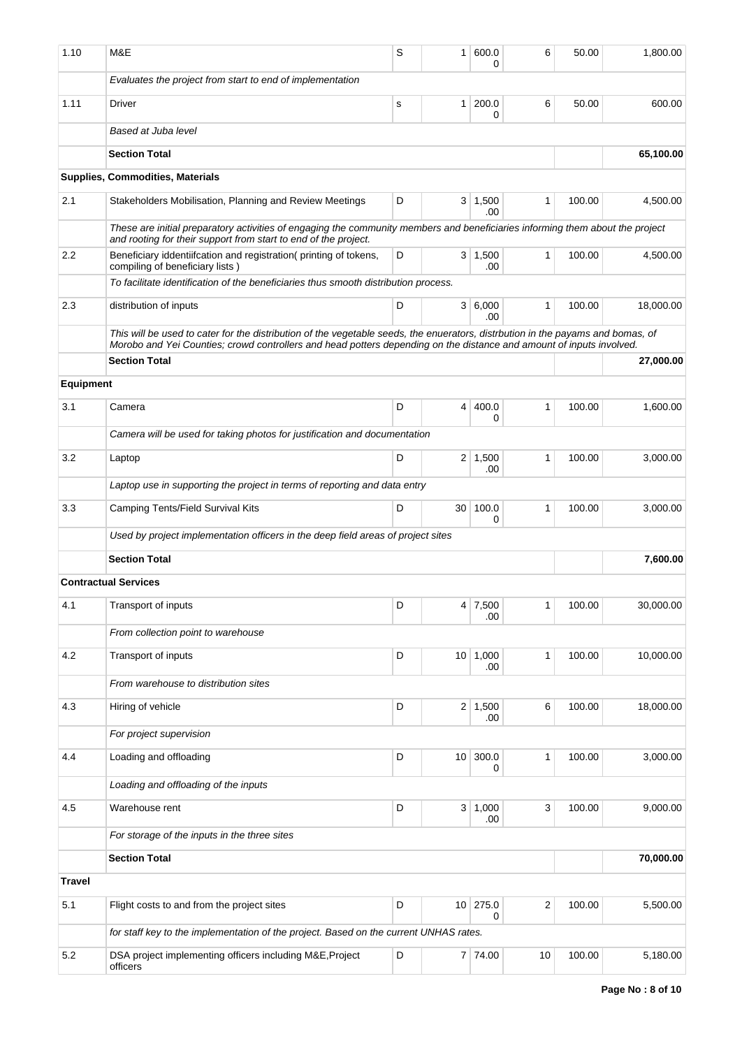| | | | | | | | |
|---|---|---|---|---|---|---|---|
| 1.10 | M&E | S | 1 | 600.00 | 6 | 50.00 | 1,800.00 |
| | *Evaluates the project from start to end of implementation* | | | | | | |
| 1.11 | Driver | s | 1 | 200.00 | 6 | 50.00 | 600.00 |
| | *Based at Juba level* | | | | | | |
| | **Section Total** | | | | | | **65,100.00** |
| **Supplies, Commodities, Materials** | | | | | | | |
| 2.1 | Stakeholders Mobilisation, Planning and Review Meetings | D | 3 | 1,500.00 | 1 | 100.00 | 4,500.00 |
| | *These are initial preparatory activities of engaging the community members and beneficiaries informing them about the project and rooting for their support from start to end of the project.* | | | | | | |
| 2.2 | Beneficiary iddentiifcation and registration( printing of tokens, compiling of beneficiary lists ) | D | 3 | 1,500.00 | 1 | 100.00 | 4,500.00 |
| | *To facilitate identification of the beneficiaries thus smooth distribution process.* | | | | | | |
| 2.3 | distribution of inputs | D | 3 | 6,000.00 | 1 | 100.00 | 18,000.00 |
| | *This will be used to cater for the distribution of the vegetable seeds, the enuerators, distrbution in the payams and bomas, of Morobo and Yei Counties; crowd controllers and head potters depending on the distance and amount of inputs involved.* | | | | | | |
| | **Section Total** | | | | | | **27,000.00** |
| **Equipment** | | | | | | | |
| 3.1 | Camera | D | 4 | 400.00 | 1 | 100.00 | 1,600.00 |
| | *Camera will be used for taking photos for justification and documentation* | | | | | | |
| 3.2 | Laptop | D | 2 | 1,500.00 | 1 | 100.00 | 3,000.00 |
| | *Laptop use in supporting the project in terms of reporting and data entry* | | | | | | |
| 3.3 | Camping Tents/Field Survival Kits | D | 30 | 100.00 | 1 | 100.00 | 3,000.00 |
| | *Used by project implementation officers in the deep field areas of project sites* | | | | | | |
| | **Section Total** | | | | | | **7,600.00** |
| **Contractual Services** | | | | | | | |
| 4.1 | Transport of inputs | D | 4 | 7,500.00 | 1 | 100.00 | 30,000.00 |
| | *From collection point to warehouse* | | | | | | |
| 4.2 | Transport of inputs | D | 10 | 1,000.00 | 1 | 100.00 | 10,000.00 |
| | *From warehouse to distribution sites* | | | | | | |
| 4.3 | Hiring of vehicle | D | 2 | 1,500.00 | 6 | 100.00 | 18,000.00 |
| | *For project supervision* | | | | | | |
| 4.4 | Loading and offloading | D | 10 | 300.00 | 1 | 100.00 | 3,000.00 |
| | *Loading and offloading of the inputs* | | | | | | |
| 4.5 | Warehouse rent | D | 3 | 1,000.00 | 3 | 100.00 | 9,000.00 |
| | *For storage of the inputs in the three sites* | | | | | | |
| | **Section Total** | | | | | | **70,000.00** |
| **Travel** | | | | | | | |
| 5.1 | Flight costs to and from the project sites | D | 10 | 275.00 | 2 | 100.00 | 5,500.00 |
| | *for staff key to the implementation of the project. Based on the current UNHAS rates.* | | | | | | |
| 5.2 | DSA project implementing officers including M&E,Project officers | D | 7 | 74.00 | 10 | 100.00 | 5,180.00 |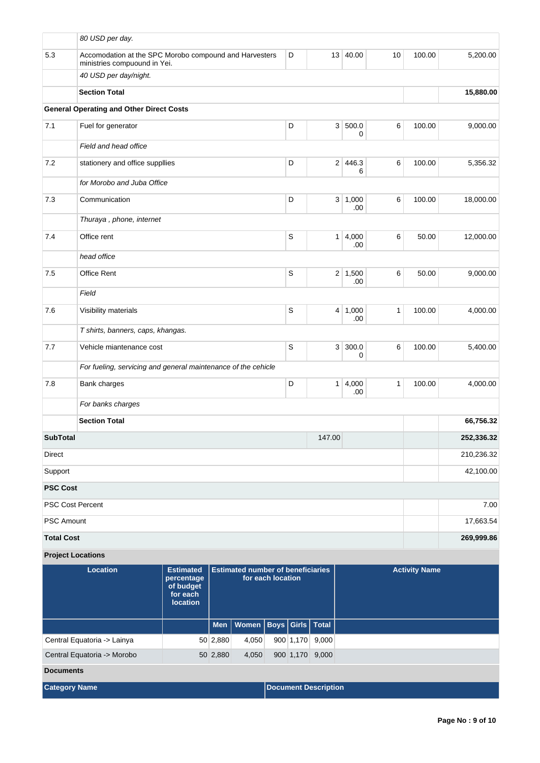| | | | | | | | |
|---|---|---|---|---|---|---|---|
| | *80 USD per day.* | | | | | | |
| 5.3 | Accomodation at the SPC Morobo compound and Harvesters ministries compuound in Yei. | D | 13 | 40.00 | 10 | 100.00 | 5,200.00 |
| | *40 USD per day/night.* | | | | | | |
| | **Section Total** | | | | | | **15,880.00** |
| **General Operating and Other Direct Costs** | | | | | | | |
| 7.1 | Fuel for generator | D | 3 | 500.00 | 6 | 100.00 | 9,000.00 |
| | *Field and head office* | | | | | | |
| 7.2 | stationery and office suppllies | D | 2 | 446.36 | 6 | 100.00 | 5,356.32 |
| | *for Morobo and Juba Office* | | | | | | |
| 7.3 | Communication | D | 3 | 1,000.00 | 6 | 100.00 | 18,000.00 |
| | *Thuraya , phone, internet* | | | | | | |
| 7.4 | Office rent | S | 1 | 4,000.00 | 6 | 50.00 | 12,000.00 |
| | *head office* | | | | | | |
| 7.5 | Office Rent | S | 2 | 1,500.00 | 6 | 50.00 | 9,000.00 |
| | *Field* | | | | | | |
| 7.6 | Visibility materials | S | 4 | 1,000.00 | 1 | 100.00 | 4,000.00 |
| | *T shirts, banners, caps, khangas.* | | | | | | |
| 7.7 | Vehicle mientenance cost | S | 3 | 300.00 | 6 | 100.00 | 5,400.00 |
| | *For fueling, servicing and general maintenance of the cehicle* | | | | | | |
| 7.8 | Bank charges | D | 1 | 4,000.00 | 1 | 100.00 | 4,000.00 |
| | *For banks charges* | | | | | | |
| | **Section Total** | | | | | | **66,756.32** |
| **SubTotal** | | | 147.00 | | | | **252,336.32** |
| Direct | | | | | | | 210,236.32 |
| Support | | | | | | | 42,100.00 |
| **PSC Cost** | | | | | | | |
| PSC Cost Percent | | | | | | | 7.00 |
| PSC Amount | | | | | | | 17,663.54 |
| **Total Cost** | | | | | | | **269,999.86** |

**Project Locations**

| Location | Estimated percentage of budget for each location | Estimated number of beneficiaries for each location | | | | | Activity Name |
|---|---|---|---|---|---|---|---|
| | | Men | Women | Boys | Girls | Total | |
| Central Equatoria -> Lainya | 50 | 2,880 | 4,050 | 900 | 1,170 | 9,000 | |
| Central Equatoria -> Morobo | 50 | 2,880 | 4,050 | 900 | 1,170 | 9,000 | |

**Documents**

| Category Name | Document Description |
|---|---|